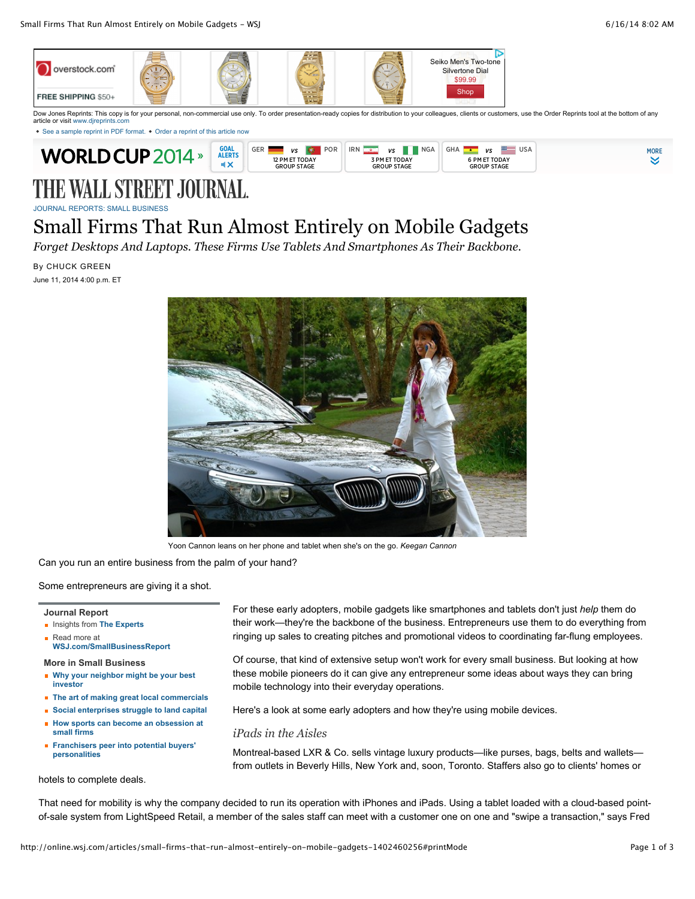Dow Jones Reprints: This copy is for your personal, non-commercial use only. To order presentation-ready copies for distribution to your colleagues, clients or customers, use the Order Reprints tool at the bottom of any article or visit www.djreprints.com

- See a sample reprint in PDF format.
- Order a reprint of this article now

JOURNAL REPORTS: SMALL BUSINESS

# Small Firms That Run Almost Entirely on Mobile Gadgets

*Forget Desktops And Laptops. These Firms Use Tablets And Smartphones As Their Backbone.*

By CHUCK GREEN

June 11, 2014 4:00 p.m. ET

Yoon Cannon leans on her phone and tablet when she's on the go. *Keegan Cannon*

Can you run an entire business from the palm of your hand?

Some entrepreneurs are giving it a shot.

**Journal Report**

- Insights from **The Experts**
- Read more at **WSJ.com/SmallBusinessReport**

**More in Small Business**

- **Why your neighbor might be your best investor**
- **The art of making great local commercials**
- **Social enterprises struggle to land capital**
- **How sports can become an obsession at small firms**
- **Franchisers peer into potential buyers' personalities**

For these early adopters, mobile gadgets like smartphones and tablets don't just *help* them do their work—they're the backbone of the business. Entrepreneurs use them to do everything from ringing up sales to creating pitches and promotional videos to coordinating far-flung employees.

Of course, that kind of extensive setup won't work for every small business. But looking at how these mobile pioneers do it can give any entrepreneur some ideas about ways they can bring mobile technology into their everyday operations.

Here's a look at some early adopters and how they're using mobile devices.

### *iPads in the Aisles*

Montreal-based LXR & Co. sells vintage luxury products—like purses, bags, belts and wallets—from outlets in Beverly Hills, New York and, soon, Toronto. Staffers also go to clients' homes or hotels to complete deals.

That need for mobility is why the company decided to run its operation with iPhones and iPads. Using a tablet loaded with a cloud-based point-of-sale system from LightSpeed Retail, a member of the sales staff can meet with a customer one on one and "swipe a transaction," says Fred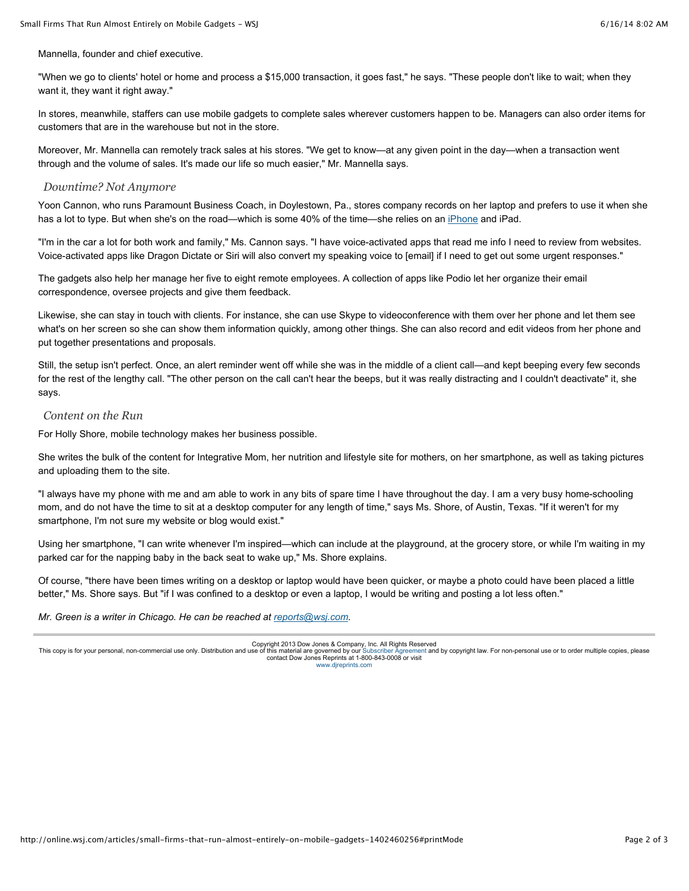Mannella, founder and chief executive.

"When we go to clients' hotel or home and process a $15,000 transaction, it goes fast," he says. "These people don't like to wait; when they want it, they want it right away."

In stores, meanwhile, staffers can use mobile gadgets to complete sales wherever customers happen to be. Managers can also order items for customers that are in the warehouse but not in the store.

Moreover, Mr. Mannella can remotely track sales at his stores. "We get to know—at any given point in the day—when a transaction went through and the volume of sales. It's made our life so much easier," Mr. Mannella says.

### *Downtime? Not Anymore*

Yoon Cannon, who runs Paramount Business Coach, in Doylestown, Pa., stores company records on her laptop and prefers to use it when she has a lot to type. But when she's on the road—which is some 40% of the time—she relies on an iPhone and iPad.

"I'm in the car a lot for both work and family," Ms. Cannon says. "I have voice-activated apps that read me info I need to review from websites. Voice-activated apps like Dragon Dictate or Siri will also convert my speaking voice to [email] if I need to get out some urgent responses."

The gadgets also help her manage her five to eight remote employees. A collection of apps like Podio let her organize their email correspondence, oversee projects and give them feedback.

Likewise, she can stay in touch with clients. For instance, she can use Skype to videoconference with them over her phone and let them see what's on her screen so she can show them information quickly, among other things. She can also record and edit videos from her phone and put together presentations and proposals.

Still, the setup isn't perfect. Once, an alert reminder went off while she was in the middle of a client call—and kept beeping every few seconds for the rest of the lengthy call. "The other person on the call can't hear the beeps, but it was really distracting and I couldn't deactivate" it, she says.

### *Content on the Run*

For Holly Shore, mobile technology makes her business possible.

She writes the bulk of the content for Integrative Mom, her nutrition and lifestyle site for mothers, on her smartphone, as well as taking pictures and uploading them to the site.

"I always have my phone with me and am able to work in any bits of spare time I have throughout the day. I am a very busy home-schooling mom, and do not have the time to sit at a desktop computer for any length of time," says Ms. Shore, of Austin, Texas. "If it weren't for my smartphone, I'm not sure my website or blog would exist."

Using her smartphone, "I can write whenever I'm inspired—which can include at the playground, at the grocery store, or while I'm waiting in my parked car for the napping baby in the back seat to wake up," Ms. Shore explains.

Of course, "there have been times writing on a desktop or laptop would have been quicker, or maybe a photo could have been placed a little better," Ms. Shore says. But "if I was confined to a desktop or even a laptop, I would be writing and posting a lot less often."

*Mr. Green is a writer in Chicago. He can be reached at reports@wsj.com.*

Copyright 2013 Dow Jones & Company, Inc. All Rights Reserved
This copy is for your personal, non-commercial use only. Distribution and use of this material are governed by our Subscriber Agreement and by copyright law. For non-personal use or to order multiple copies, please contact Dow Jones Reprints at 1-800-843-0008 or visit www.djreprints.com